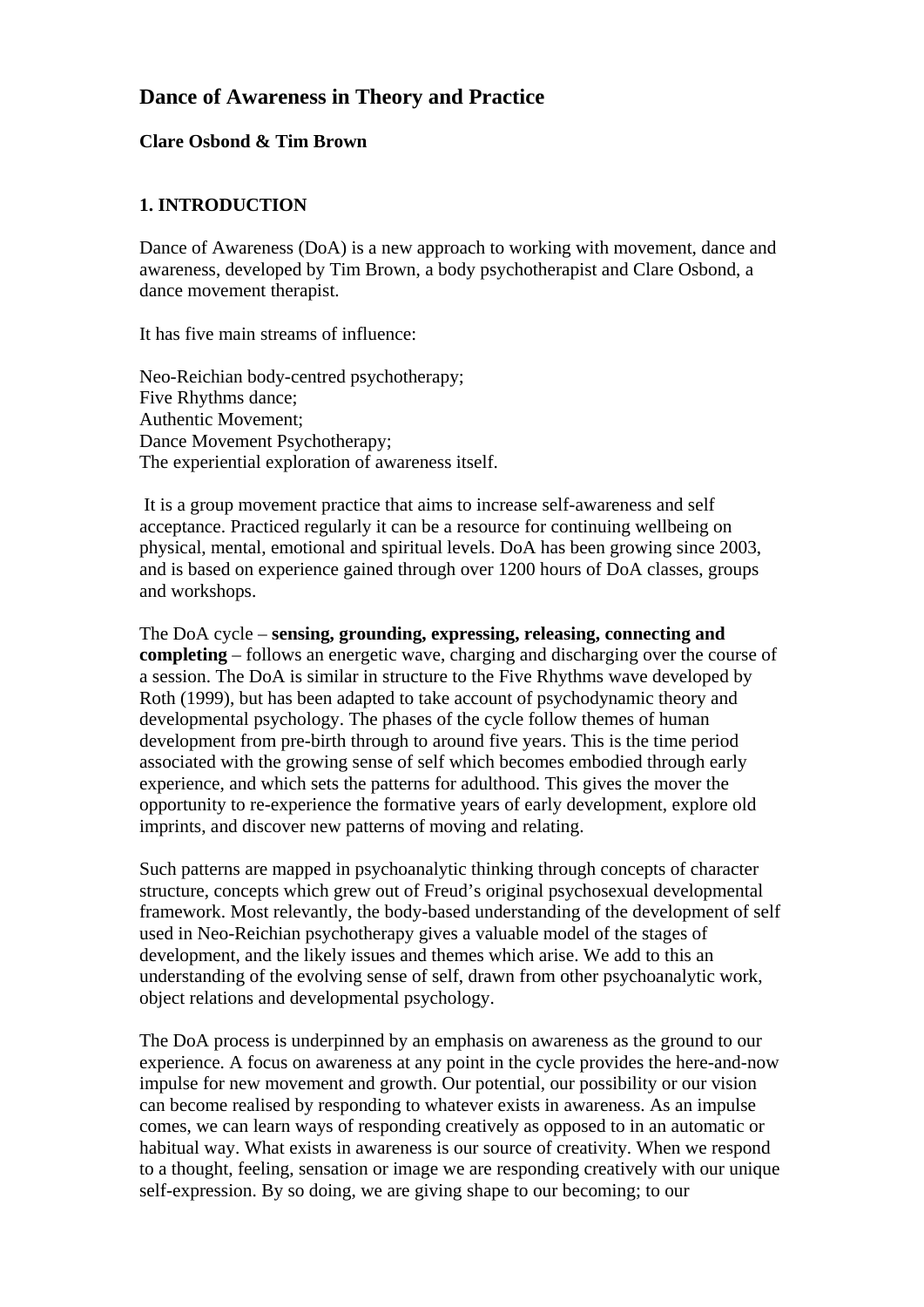# Dance of Awareness in Theory and Practice

**Clare Osbond & Tim Brown**

## 1. INTRODUCTION

Dance of Awareness (DoA) is a new approach to working with movement, dance and awareness, developed by Tim Brown, a body psychotherapist and Clare Osbond, a dance movement therapist.

It has five main streams of influence:

Neo-Reichian body-centred psychotherapy;
Five Rhythms dance;
Authentic Movement;
Dance Movement Psychotherapy;
The experiential exploration of awareness itself.

It is a group movement practice that aims to increase self-awareness and self acceptance. Practiced regularly it can be a resource for continuing wellbeing on physical, mental, emotional and spiritual levels. DoA has been growing since 2003, and is based on experience gained through over 1200 hours of DoA classes, groups and workshops.

The DoA cycle – **sensing, grounding, expressing, releasing, connecting and completing** – follows an energetic wave, charging and discharging over the course of a session. The DoA is similar in structure to the Five Rhythms wave developed by Roth (1999), but has been adapted to take account of psychodynamic theory and developmental psychology. The phases of the cycle follow themes of human development from pre-birth through to around five years. This is the time period associated with the growing sense of self which becomes embodied through early experience, and which sets the patterns for adulthood. This gives the mover the opportunity to re-experience the formative years of early development, explore old imprints, and discover new patterns of moving and relating.

Such patterns are mapped in psychoanalytic thinking through concepts of character structure, concepts which grew out of Freud's original psychosexual developmental framework. Most relevantly, the body-based understanding of the development of self used in Neo-Reichian psychotherapy gives a valuable model of the stages of development, and the likely issues and themes which arise. We add to this an understanding of the evolving sense of self, drawn from other psychoanalytic work, object relations and developmental psychology.

The DoA process is underpinned by an emphasis on awareness as the ground to our experience. A focus on awareness at any point in the cycle provides the here-and-now impulse for new movement and growth. Our potential, our possibility or our vision can become realised by responding to whatever exists in awareness. As an impulse comes, we can learn ways of responding creatively as opposed to in an automatic or habitual way. What exists in awareness is our source of creativity. When we respond to a thought, feeling, sensation or image we are responding creatively with our unique self-expression. By so doing, we are giving shape to our becoming; to our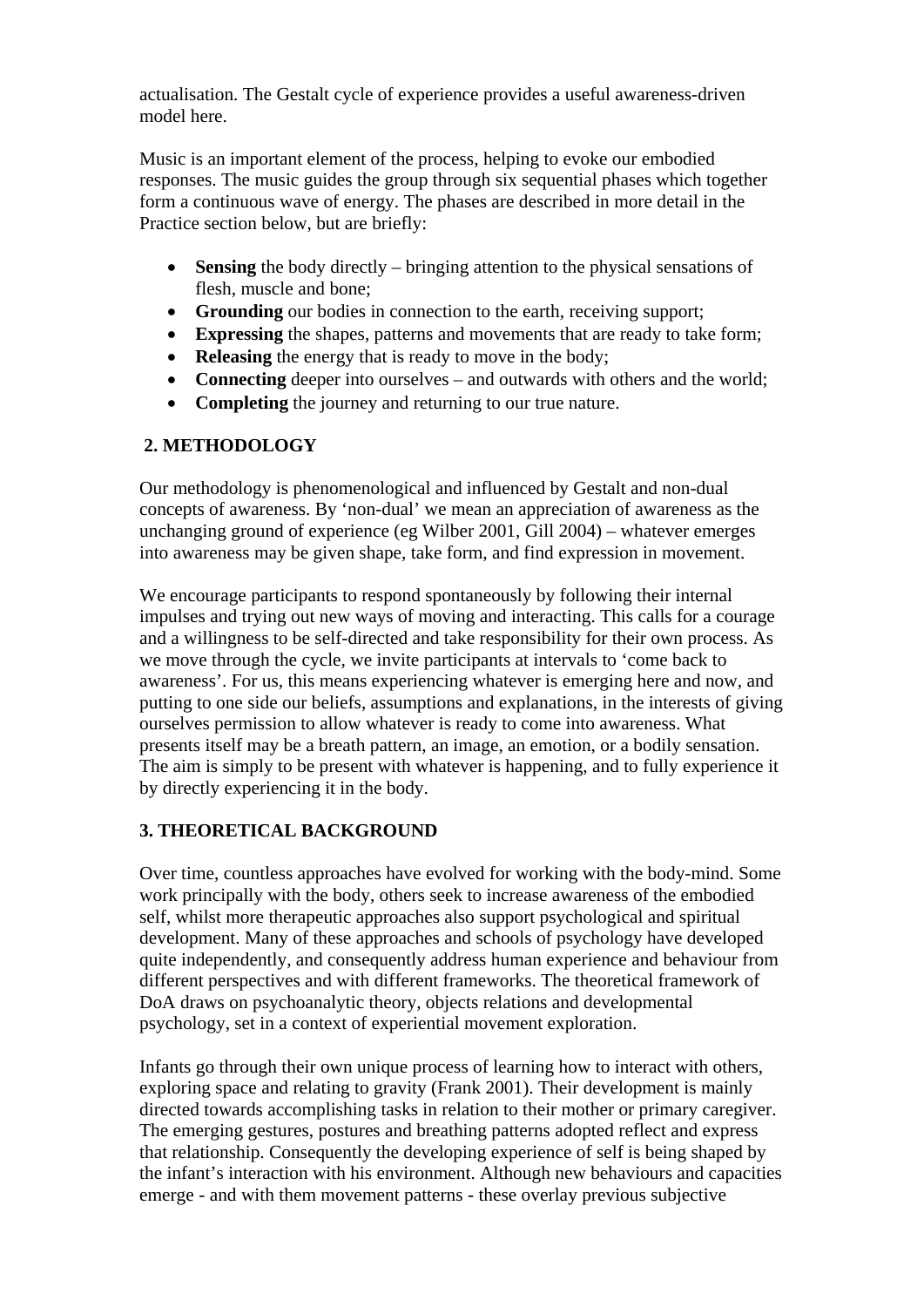actualisation. The Gestalt cycle of experience provides a useful awareness-driven model here.

Music is an important element of the process, helping to evoke our embodied responses. The music guides the group through six sequential phases which together form a continuous wave of energy. The phases are described in more detail in the Practice section below, but are briefly:

- **Sensing** the body directly – bringing attention to the physical sensations of flesh, muscle and bone;
- **Grounding** our bodies in connection to the earth, receiving support;
- **Expressing** the shapes, patterns and movements that are ready to take form;
- **Releasing** the energy that is ready to move in the body;
- **Connecting** deeper into ourselves – and outwards with others and the world;
- **Completing** the journey and returning to our true nature.

## 2. METHODOLOGY

Our methodology is phenomenological and influenced by Gestalt and non-dual concepts of awareness. By 'non-dual' we mean an appreciation of awareness as the unchanging ground of experience (eg Wilber 2001, Gill 2004) – whatever emerges into awareness may be given shape, take form, and find expression in movement.

We encourage participants to respond spontaneously by following their internal impulses and trying out new ways of moving and interacting. This calls for a courage and a willingness to be self-directed and take responsibility for their own process. As we move through the cycle, we invite participants at intervals to 'come back to awareness'. For us, this means experiencing whatever is emerging here and now, and putting to one side our beliefs, assumptions and explanations, in the interests of giving ourselves permission to allow whatever is ready to come into awareness. What presents itself may be a breath pattern, an image, an emotion, or a bodily sensation. The aim is simply to be present with whatever is happening, and to fully experience it by directly experiencing it in the body.

## 3. THEORETICAL BACKGROUND

Over time, countless approaches have evolved for working with the body-mind. Some work principally with the body, others seek to increase awareness of the embodied self, whilst more therapeutic approaches also support psychological and spiritual development. Many of these approaches and schools of psychology have developed quite independently, and consequently address human experience and behaviour from different perspectives and with different frameworks. The theoretical framework of DoA draws on psychoanalytic theory, objects relations and developmental psychology, set in a context of experiential movement exploration.

Infants go through their own unique process of learning how to interact with others, exploring space and relating to gravity (Frank 2001). Their development is mainly directed towards accomplishing tasks in relation to their mother or primary caregiver. The emerging gestures, postures and breathing patterns adopted reflect and express that relationship. Consequently the developing experience of self is being shaped by the infant's interaction with his environment. Although new behaviours and capacities emerge - and with them movement patterns - these overlay previous subjective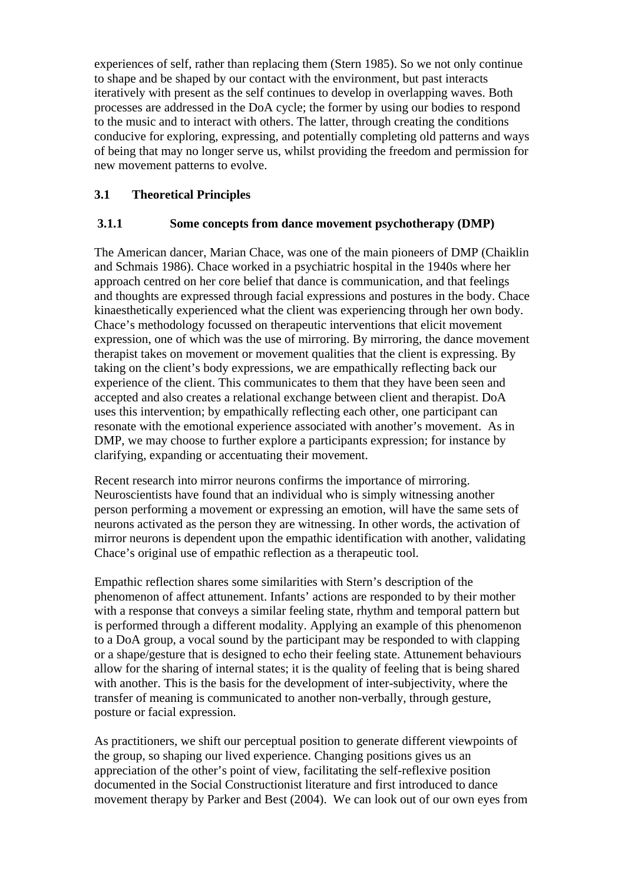experiences of self, rather than replacing them (Stern 1985). So we not only continue to shape and be shaped by our contact with the environment, but past interacts iteratively with present as the self continues to develop in overlapping waves. Both processes are addressed in the DoA cycle; the former by using our bodies to respond to the music and to interact with others. The latter, through creating the conditions conducive for exploring, expressing, and potentially completing old patterns and ways of being that may no longer serve us, whilst providing the freedom and permission for new movement patterns to evolve.

## 3.1 Theoretical Principles

### 3.1.1 Some concepts from dance movement psychotherapy (DMP)

The American dancer, Marian Chace, was one of the main pioneers of DMP (Chaiklin and Schmais 1986). Chace worked in a psychiatric hospital in the 1940s where her approach centred on her core belief that dance is communication, and that feelings and thoughts are expressed through facial expressions and postures in the body. Chace kinaesthetically experienced what the client was experiencing through her own body. Chace's methodology focussed on therapeutic interventions that elicit movement expression, one of which was the use of mirroring. By mirroring, the dance movement therapist takes on movement or movement qualities that the client is expressing. By taking on the client's body expressions, we are empathically reflecting back our experience of the client. This communicates to them that they have been seen and accepted and also creates a relational exchange between client and therapist. DoA uses this intervention; by empathically reflecting each other, one participant can resonate with the emotional experience associated with another's movement. As in DMP, we may choose to further explore a participants expression; for instance by clarifying, expanding or accentuating their movement.

Recent research into mirror neurons confirms the importance of mirroring. Neuroscientists have found that an individual who is simply witnessing another person performing a movement or expressing an emotion, will have the same sets of neurons activated as the person they are witnessing. In other words, the activation of mirror neurons is dependent upon the empathic identification with another, validating Chace's original use of empathic reflection as a therapeutic tool.

Empathic reflection shares some similarities with Stern's description of the phenomenon of affect attunement. Infants' actions are responded to by their mother with a response that conveys a similar feeling state, rhythm and temporal pattern but is performed through a different modality. Applying an example of this phenomenon to a DoA group, a vocal sound by the participant may be responded to with clapping or a shape/gesture that is designed to echo their feeling state. Attunement behaviours allow for the sharing of internal states; it is the quality of feeling that is being shared with another. This is the basis for the development of inter-subjectivity, where the transfer of meaning is communicated to another non-verbally, through gesture, posture or facial expression.

As practitioners, we shift our perceptual position to generate different viewpoints of the group, so shaping our lived experience. Changing positions gives us an appreciation of the other's point of view, facilitating the self-reflexive position documented in the Social Constructionist literature and first introduced to dance movement therapy by Parker and Best (2004). We can look out of our own eyes from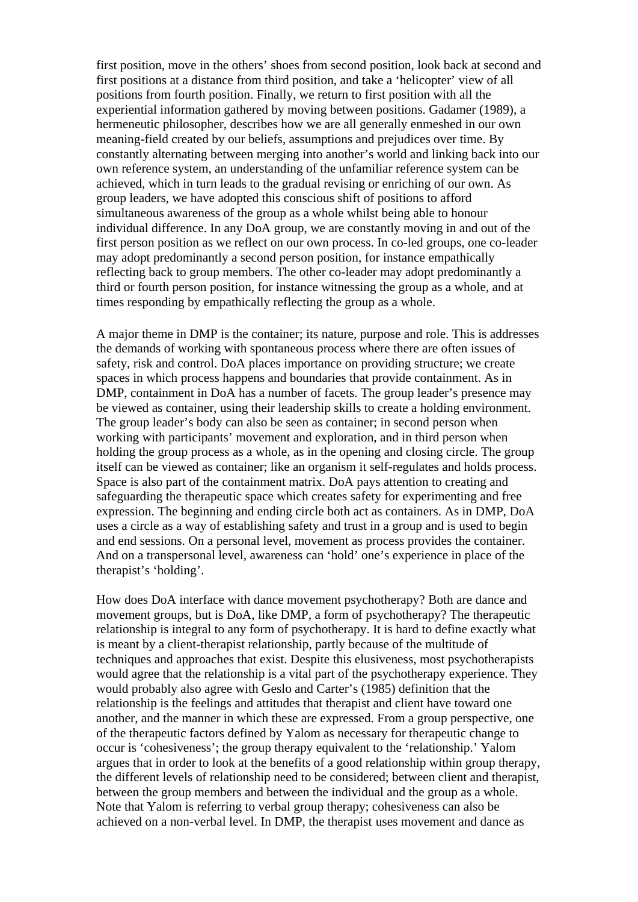first position, move in the others' shoes from second position, look back at second and first positions at a distance from third position, and take a 'helicopter' view of all positions from fourth position. Finally, we return to first position with all the experiential information gathered by moving between positions. Gadamer (1989), a hermeneutic philosopher, describes how we are all generally enmeshed in our own meaning-field created by our beliefs, assumptions and prejudices over time. By constantly alternating between merging into another's world and linking back into our own reference system, an understanding of the unfamiliar reference system can be achieved, which in turn leads to the gradual revising or enriching of our own. As group leaders, we have adopted this conscious shift of positions to afford simultaneous awareness of the group as a whole whilst being able to honour individual difference. In any DoA group, we are constantly moving in and out of the first person position as we reflect on our own process. In co-led groups, one co-leader may adopt predominantly a second person position, for instance empathically reflecting back to group members. The other co-leader may adopt predominantly a third or fourth person position, for instance witnessing the group as a whole, and at times responding by empathically reflecting the group as a whole.

A major theme in DMP is the container; its nature, purpose and role. This is addresses the demands of working with spontaneous process where there are often issues of safety, risk and control. DoA places importance on providing structure; we create spaces in which process happens and boundaries that provide containment. As in DMP, containment in DoA has a number of facets. The group leader's presence may be viewed as container, using their leadership skills to create a holding environment. The group leader's body can also be seen as container; in second person when working with participants' movement and exploration, and in third person when holding the group process as a whole, as in the opening and closing circle. The group itself can be viewed as container; like an organism it self-regulates and holds process. Space is also part of the containment matrix. DoA pays attention to creating and safeguarding the therapeutic space which creates safety for experimenting and free expression. The beginning and ending circle both act as containers. As in DMP, DoA uses a circle as a way of establishing safety and trust in a group and is used to begin and end sessions. On a personal level, movement as process provides the container. And on a transpersonal level, awareness can 'hold' one's experience in place of the therapist's 'holding'.

How does DoA interface with dance movement psychotherapy? Both are dance and movement groups, but is DoA, like DMP, a form of psychotherapy? The therapeutic relationship is integral to any form of psychotherapy. It is hard to define exactly what is meant by a client-therapist relationship, partly because of the multitude of techniques and approaches that exist. Despite this elusiveness, most psychotherapists would agree that the relationship is a vital part of the psychotherapy experience. They would probably also agree with Geslo and Carter's (1985) definition that the relationship is the feelings and attitudes that therapist and client have toward one another, and the manner in which these are expressed. From a group perspective, one of the therapeutic factors defined by Yalom as necessary for therapeutic change to occur is 'cohesiveness'; the group therapy equivalent to the 'relationship.' Yalom argues that in order to look at the benefits of a good relationship within group therapy, the different levels of relationship need to be considered; between client and therapist, between the group members and between the individual and the group as a whole. Note that Yalom is referring to verbal group therapy; cohesiveness can also be achieved on a non-verbal level. In DMP, the therapist uses movement and dance as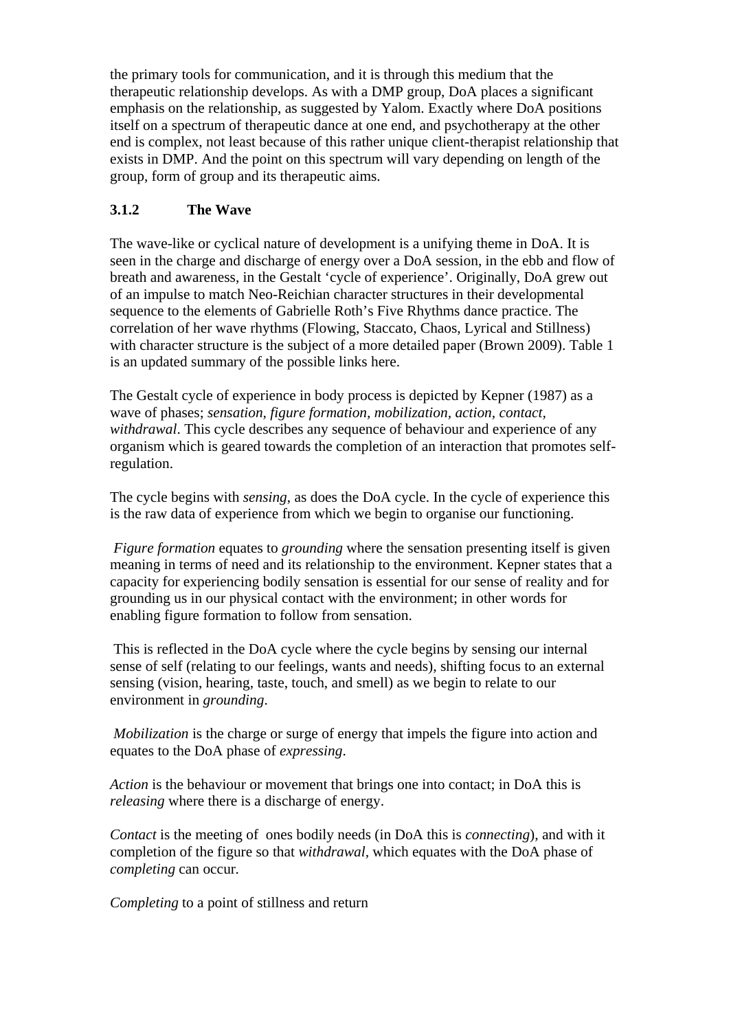the primary tools for communication, and it is through this medium that the therapeutic relationship develops. As with a DMP group, DoA places a significant emphasis on the relationship, as suggested by Yalom. Exactly where DoA positions itself on a spectrum of therapeutic dance at one end, and psychotherapy at the other end is complex, not least because of this rather unique client-therapist relationship that exists in DMP. And the point on this spectrum will vary depending on length of the group, form of group and its therapeutic aims.

### 3.1.2 The Wave

The wave-like or cyclical nature of development is a unifying theme in DoA. It is seen in the charge and discharge of energy over a DoA session, in the ebb and flow of breath and awareness, in the Gestalt 'cycle of experience'. Originally, DoA grew out of an impulse to match Neo-Reichian character structures in their developmental sequence to the elements of Gabrielle Roth's Five Rhythms dance practice. The correlation of her wave rhythms (Flowing, Staccato, Chaos, Lyrical and Stillness) with character structure is the subject of a more detailed paper (Brown 2009). Table 1 is an updated summary of the possible links here.

The Gestalt cycle of experience in body process is depicted by Kepner (1987) as a wave of phases; *sensation, figure formation, mobilization, action, contact, withdrawal*. This cycle describes any sequence of behaviour and experience of any organism which is geared towards the completion of an interaction that promotes self-regulation.

The cycle begins with *sensing*, as does the DoA cycle. In the cycle of experience this is the raw data of experience from which we begin to organise our functioning.

*Figure formation* equates to *grounding* where the sensation presenting itself is given meaning in terms of need and its relationship to the environment. Kepner states that a capacity for experiencing bodily sensation is essential for our sense of reality and for grounding us in our physical contact with the environment; in other words for enabling figure formation to follow from sensation.

This is reflected in the DoA cycle where the cycle begins by sensing our internal sense of self (relating to our feelings, wants and needs), shifting focus to an external sensing (vision, hearing, taste, touch, and smell) as we begin to relate to our environment in *grounding*.

*Mobilization* is the charge or surge of energy that impels the figure into action and equates to the DoA phase of *expressing*.

*Action* is the behaviour or movement that brings one into contact; in DoA this is *releasing* where there is a discharge of energy.

*Contact* is the meeting of ones bodily needs (in DoA this is *connecting*), and with it completion of the figure so that *withdrawal*, which equates with the DoA phase of *completing* can occur.

*Completing* to a point of stillness and return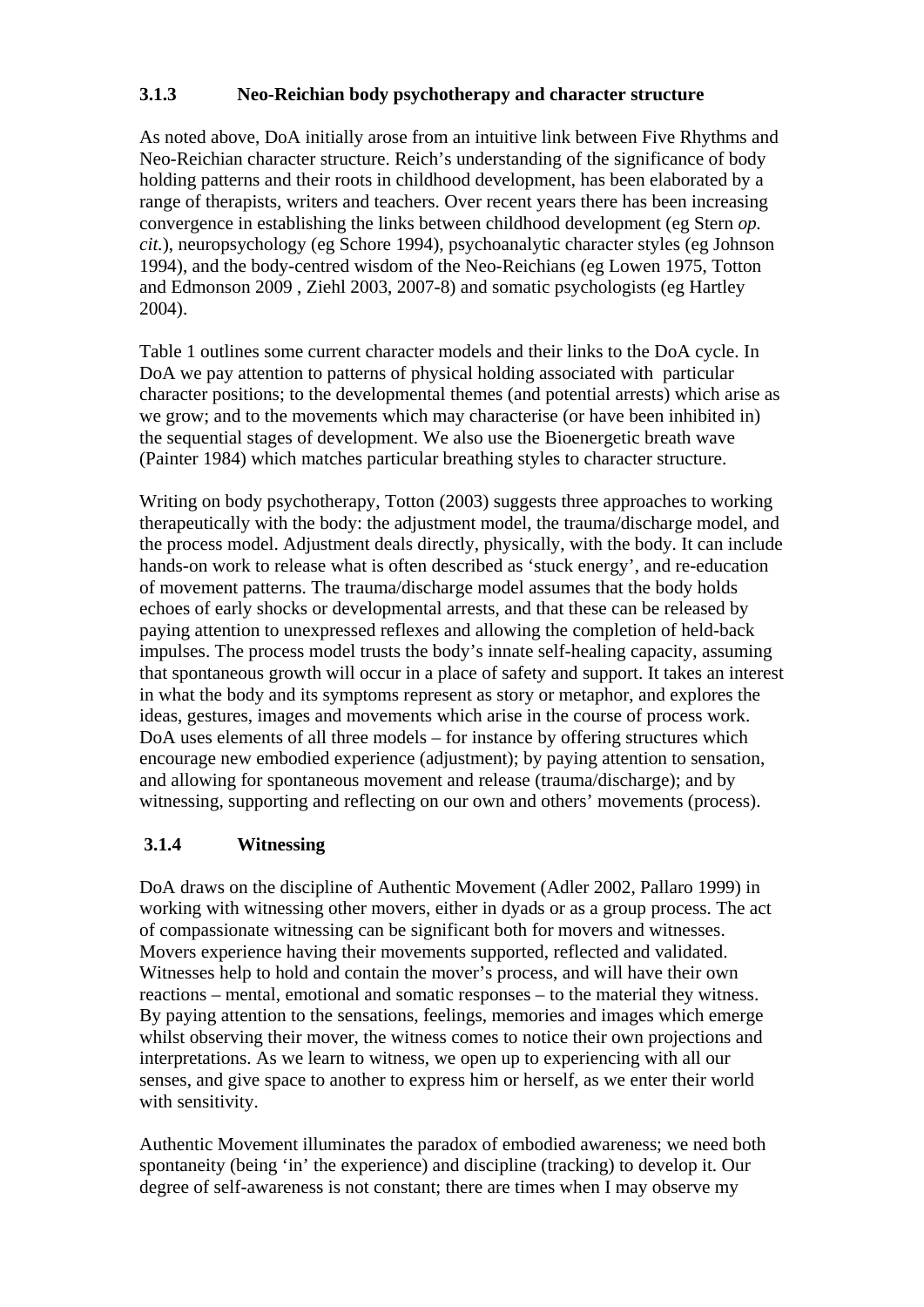### 3.1.3 Neo-Reichian body psychotherapy and character structure

As noted above, DoA initially arose from an intuitive link between Five Rhythms and Neo-Reichian character structure. Reich's understanding of the significance of body holding patterns and their roots in childhood development, has been elaborated by a range of therapists, writers and teachers. Over recent years there has been increasing convergence in establishing the links between childhood development (eg Stern *op. cit.*), neuropsychology (eg Schore 1994), psychoanalytic character styles (eg Johnson 1994), and the body-centred wisdom of the Neo-Reichians (eg Lowen 1975, Totton and Edmonson 2009 , Ziehl 2003, 2007-8) and somatic psychologists (eg Hartley 2004).

Table 1 outlines some current character models and their links to the DoA cycle. In DoA we pay attention to patterns of physical holding associated with particular character positions; to the developmental themes (and potential arrests) which arise as we grow; and to the movements which may characterise (or have been inhibited in) the sequential stages of development. We also use the Bioenergetic breath wave (Painter 1984) which matches particular breathing styles to character structure.

Writing on body psychotherapy, Totton (2003) suggests three approaches to working therapeutically with the body: the adjustment model, the trauma/discharge model, and the process model. Adjustment deals directly, physically, with the body. It can include hands-on work to release what is often described as 'stuck energy', and re-education of movement patterns. The trauma/discharge model assumes that the body holds echoes of early shocks or developmental arrests, and that these can be released by paying attention to unexpressed reflexes and allowing the completion of held-back impulses. The process model trusts the body's innate self-healing capacity, assuming that spontaneous growth will occur in a place of safety and support. It takes an interest in what the body and its symptoms represent as story or metaphor, and explores the ideas, gestures, images and movements which arise in the course of process work. DoA uses elements of all three models – for instance by offering structures which encourage new embodied experience (adjustment); by paying attention to sensation, and allowing for spontaneous movement and release (trauma/discharge); and by witnessing, supporting and reflecting on our own and others' movements (process).

### 3.1.4 Witnessing

DoA draws on the discipline of Authentic Movement (Adler 2002, Pallaro 1999) in working with witnessing other movers, either in dyads or as a group process. The act of compassionate witnessing can be significant both for movers and witnesses. Movers experience having their movements supported, reflected and validated. Witnesses help to hold and contain the mover's process, and will have their own reactions – mental, emotional and somatic responses – to the material they witness. By paying attention to the sensations, feelings, memories and images which emerge whilst observing their mover, the witness comes to notice their own projections and interpretations. As we learn to witness, we open up to experiencing with all our senses, and give space to another to express him or herself, as we enter their world with sensitivity.

Authentic Movement illuminates the paradox of embodied awareness; we need both spontaneity (being 'in' the experience) and discipline (tracking) to develop it. Our degree of self-awareness is not constant; there are times when I may observe my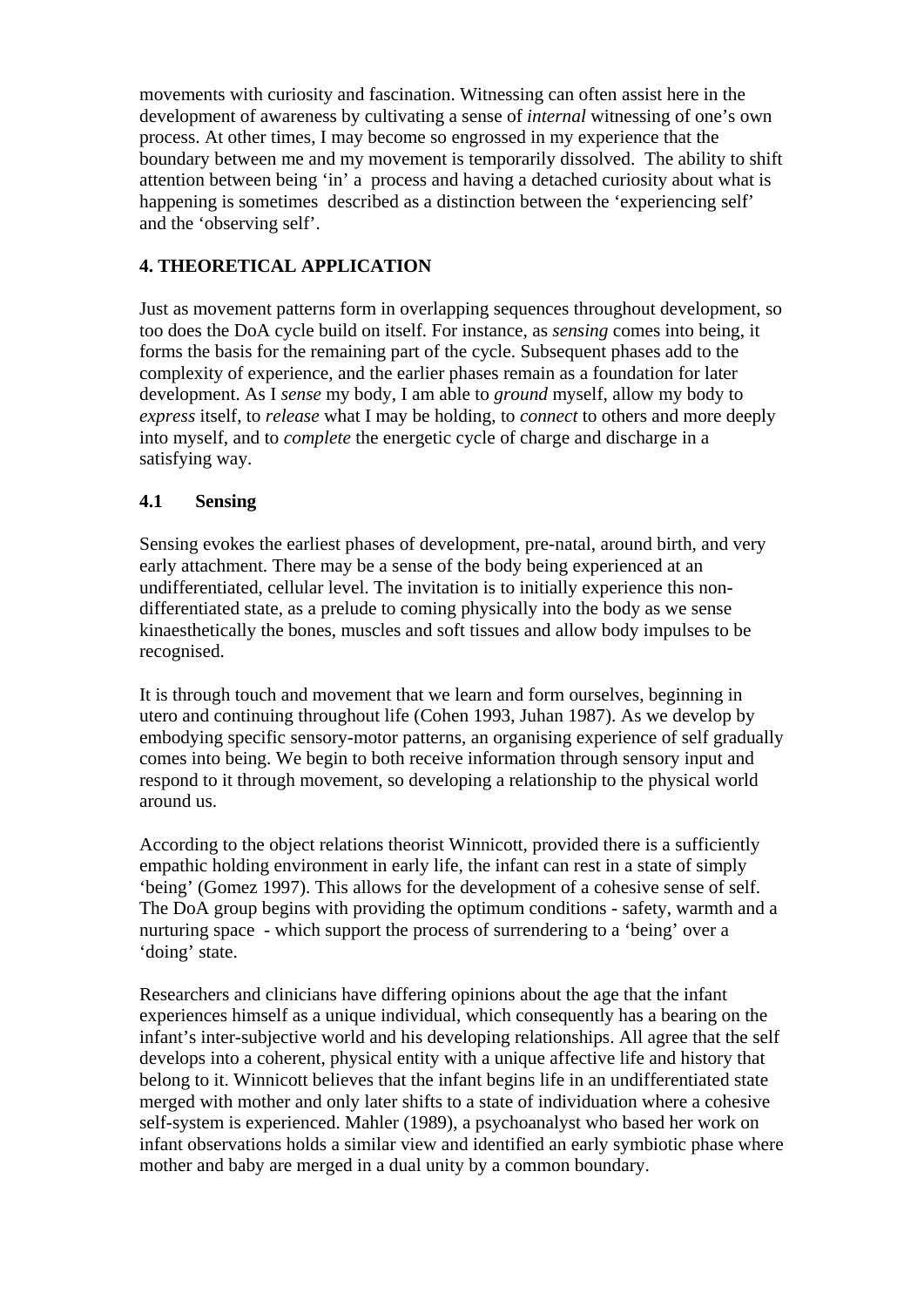movements with curiosity and fascination. Witnessing can often assist here in the development of awareness by cultivating a sense of *internal* witnessing of one's own process. At other times, I may become so engrossed in my experience that the boundary between me and my movement is temporarily dissolved. The ability to shift attention between being 'in' a process and having a detached curiosity about what is happening is sometimes described as a distinction between the 'experiencing self' and the 'observing self'.

## 4. THEORETICAL APPLICATION

Just as movement patterns form in overlapping sequences throughout development, so too does the DoA cycle build on itself. For instance, as *sensing* comes into being, it forms the basis for the remaining part of the cycle. Subsequent phases add to the complexity of experience, and the earlier phases remain as a foundation for later development. As I *sense* my body, I am able to *ground* myself, allow my body to *express* itself, to *release* what I may be holding, to *connect* to others and more deeply into myself, and to *complete* the energetic cycle of charge and discharge in a satisfying way.

### 4.1 Sensing

Sensing evokes the earliest phases of development, pre-natal, around birth, and very early attachment. There may be a sense of the body being experienced at an undifferentiated, cellular level. The invitation is to initially experience this non-differentiated state, as a prelude to coming physically into the body as we sense kinaesthetically the bones, muscles and soft tissues and allow body impulses to be recognised.

It is through touch and movement that we learn and form ourselves, beginning in utero and continuing throughout life (Cohen 1993, Juhan 1987). As we develop by embodying specific sensory-motor patterns, an organising experience of self gradually comes into being. We begin to both receive information through sensory input and respond to it through movement, so developing a relationship to the physical world around us.

According to the object relations theorist Winnicott, provided there is a sufficiently empathic holding environment in early life, the infant can rest in a state of simply 'being' (Gomez 1997). This allows for the development of a cohesive sense of self. The DoA group begins with providing the optimum conditions - safety, warmth and a nurturing space - which support the process of surrendering to a 'being' over a 'doing' state.

Researchers and clinicians have differing opinions about the age that the infant experiences himself as a unique individual, which consequently has a bearing on the infant's inter-subjective world and his developing relationships. All agree that the self develops into a coherent, physical entity with a unique affective life and history that belong to it. Winnicott believes that the infant begins life in an undifferentiated state merged with mother and only later shifts to a state of individuation where a cohesive self-system is experienced. Mahler (1989), a psychoanalyst who based her work on infant observations holds a similar view and identified an early symbiotic phase where mother and baby are merged in a dual unity by a common boundary.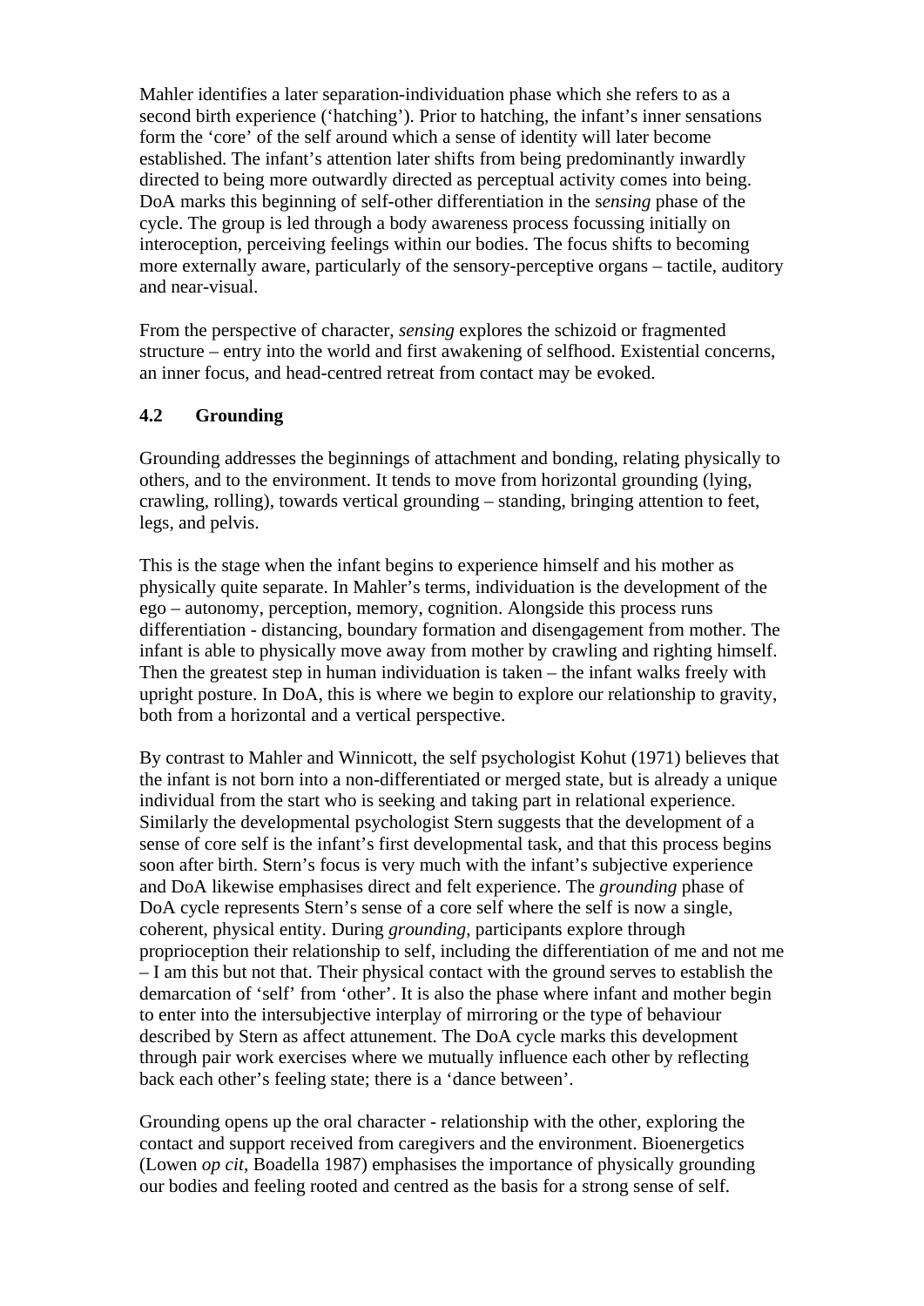Mahler identifies a later separation-individuation phase which she refers to as a second birth experience ('hatching'). Prior to hatching, the infant's inner sensations form the 'core' of the self around which a sense of identity will later become established. The infant's attention later shifts from being predominantly inwardly directed to being more outwardly directed as perceptual activity comes into being. DoA marks this beginning of self-other differentiation in the *sensing* phase of the cycle. The group is led through a body awareness process focussing initially on interoception, perceiving feelings within our bodies. The focus shifts to becoming more externally aware, particularly of the sensory-perceptive organs – tactile, auditory and near-visual.

From the perspective of character, *sensing* explores the schizoid or fragmented structure – entry into the world and first awakening of selfhood. Existential concerns, an inner focus, and head-centred retreat from contact may be evoked.

### 4.2 Grounding

Grounding addresses the beginnings of attachment and bonding, relating physically to others, and to the environment. It tends to move from horizontal grounding (lying, crawling, rolling), towards vertical grounding – standing, bringing attention to feet, legs, and pelvis.

This is the stage when the infant begins to experience himself and his mother as physically quite separate. In Mahler's terms, individuation is the development of the ego – autonomy, perception, memory, cognition. Alongside this process runs differentiation - distancing, boundary formation and disengagement from mother. The infant is able to physically move away from mother by crawling and righting himself. Then the greatest step in human individuation is taken – the infant walks freely with upright posture. In DoA, this is where we begin to explore our relationship to gravity, both from a horizontal and a vertical perspective.

By contrast to Mahler and Winnicott, the self psychologist Kohut (1971) believes that the infant is not born into a non-differentiated or merged state, but is already a unique individual from the start who is seeking and taking part in relational experience. Similarly the developmental psychologist Stern suggests that the development of a sense of core self is the infant's first developmental task, and that this process begins soon after birth. Stern's focus is very much with the infant's subjective experience and DoA likewise emphasises direct and felt experience. The *grounding* phase of DoA cycle represents Stern's sense of a core self where the self is now a single, coherent, physical entity. During *grounding*, participants explore through proprioception their relationship to self, including the differentiation of me and not me – I am this but not that. Their physical contact with the ground serves to establish the demarcation of 'self' from 'other'. It is also the phase where infant and mother begin to enter into the intersubjective interplay of mirroring or the type of behaviour described by Stern as affect attunement. The DoA cycle marks this development through pair work exercises where we mutually influence each other by reflecting back each other's feeling state; there is a 'dance between'.

Grounding opens up the oral character - relationship with the other, exploring the contact and support received from caregivers and the environment. Bioenergetics (Lowen *op cit*, Boadella 1987) emphasises the importance of physically grounding our bodies and feeling rooted and centred as the basis for a strong sense of self.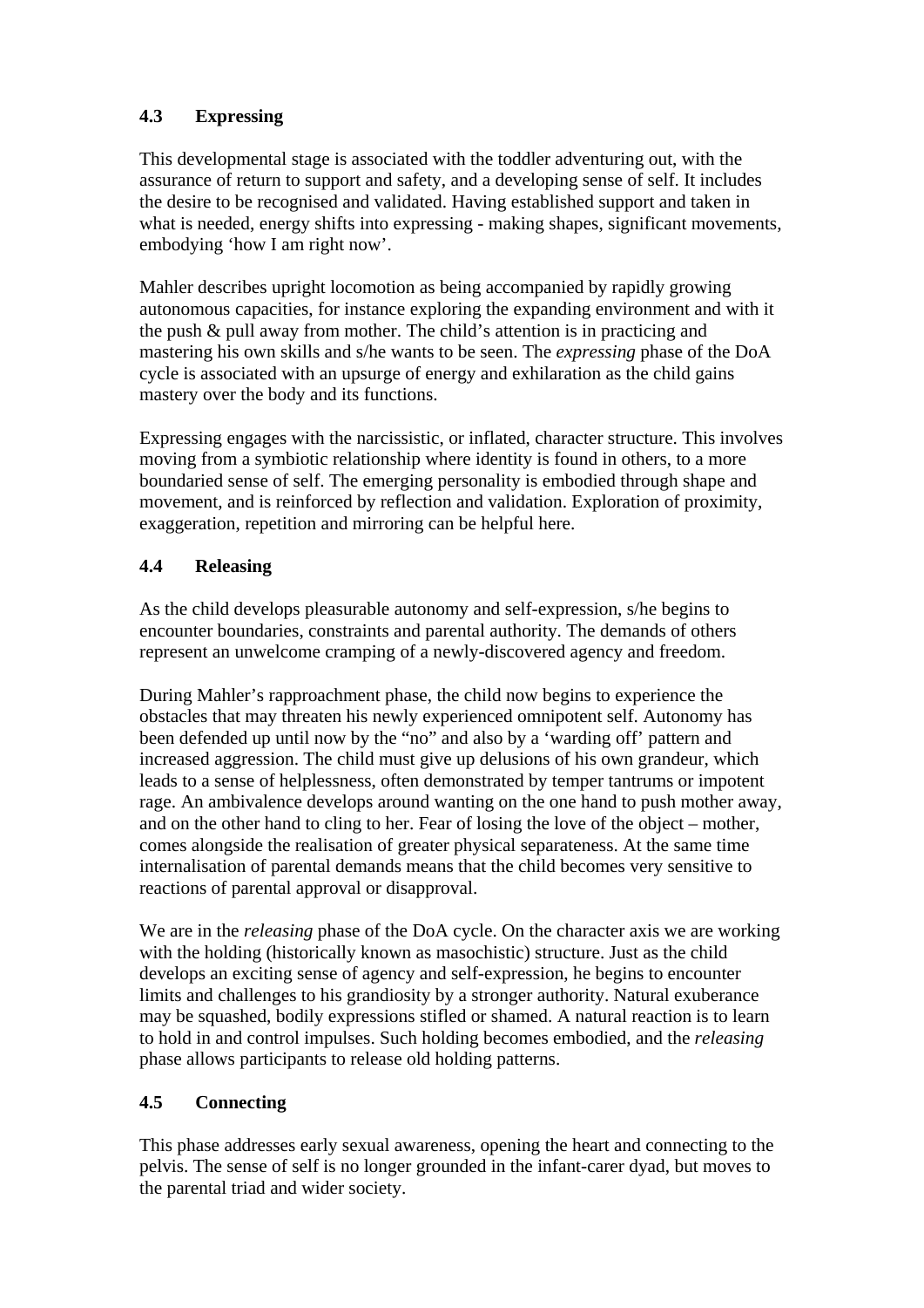### 4.3 Expressing

This developmental stage is associated with the toddler adventuring out, with the assurance of return to support and safety, and a developing sense of self. It includes the desire to be recognised and validated. Having established support and taken in what is needed, energy shifts into expressing - making shapes, significant movements, embodying 'how I am right now'.

Mahler describes upright locomotion as being accompanied by rapidly growing autonomous capacities, for instance exploring the expanding environment and with it the push & pull away from mother. The child's attention is in practicing and mastering his own skills and s/he wants to be seen. The *expressing* phase of the DoA cycle is associated with an upsurge of energy and exhilaration as the child gains mastery over the body and its functions.

Expressing engages with the narcissistic, or inflated, character structure. This involves moving from a symbiotic relationship where identity is found in others, to a more boundaried sense of self. The emerging personality is embodied through shape and movement, and is reinforced by reflection and validation. Exploration of proximity, exaggeration, repetition and mirroring can be helpful here.

### 4.4 Releasing

As the child develops pleasurable autonomy and self-expression, s/he begins to encounter boundaries, constraints and parental authority. The demands of others represent an unwelcome cramping of a newly-discovered agency and freedom.

During Mahler's rapproachment phase, the child now begins to experience the obstacles that may threaten his newly experienced omnipotent self. Autonomy has been defended up until now by the "no" and also by a 'warding off' pattern and increased aggression. The child must give up delusions of his own grandeur, which leads to a sense of helplessness, often demonstrated by temper tantrums or impotent rage. An ambivalence develops around wanting on the one hand to push mother away, and on the other hand to cling to her. Fear of losing the love of the object – mother, comes alongside the realisation of greater physical separateness. At the same time internalisation of parental demands means that the child becomes very sensitive to reactions of parental approval or disapproval.

We are in the *releasing* phase of the DoA cycle. On the character axis we are working with the holding (historically known as masochistic) structure. Just as the child develops an exciting sense of agency and self-expression, he begins to encounter limits and challenges to his grandiosity by a stronger authority. Natural exuberance may be squashed, bodily expressions stifled or shamed. A natural reaction is to learn to hold in and control impulses. Such holding becomes embodied, and the *releasing* phase allows participants to release old holding patterns.

### 4.5 Connecting

This phase addresses early sexual awareness, opening the heart and connecting to the pelvis. The sense of self is no longer grounded in the infant-carer dyad, but moves to the parental triad and wider society.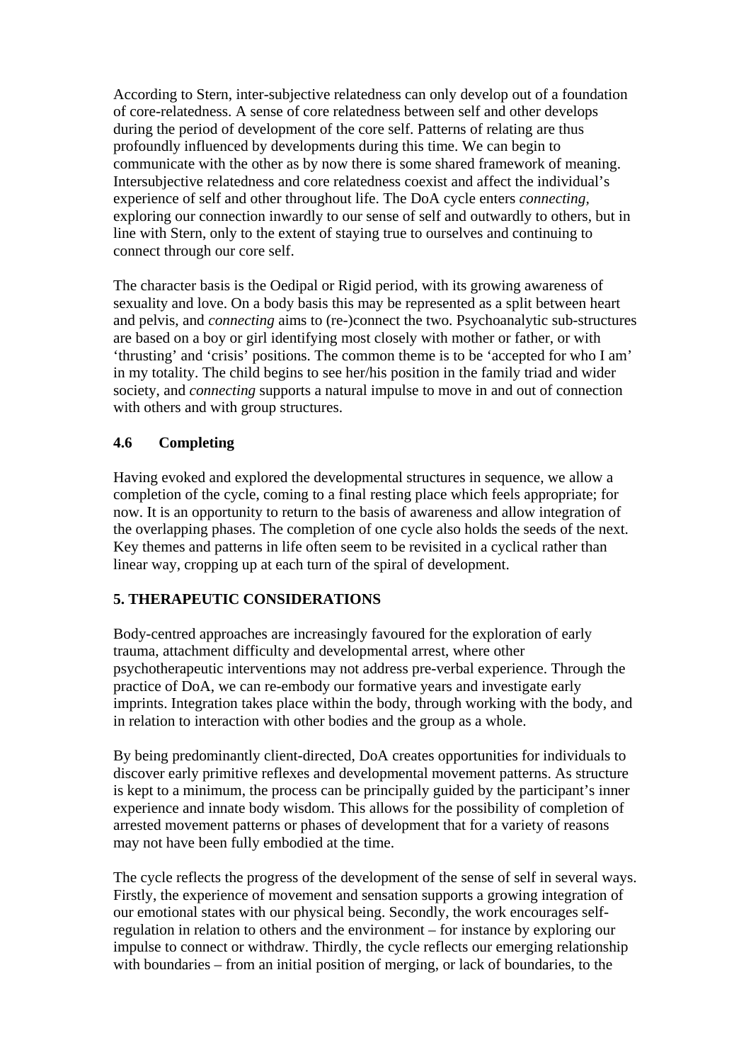According to Stern, inter-subjective relatedness can only develop out of a foundation of core-relatedness. A sense of core relatedness between self and other develops during the period of development of the core self. Patterns of relating are thus profoundly influenced by developments during this time. We can begin to communicate with the other as by now there is some shared framework of meaning. Intersubjective relatedness and core relatedness coexist and affect the individual's experience of self and other throughout life. The DoA cycle enters *connecting,* exploring our connection inwardly to our sense of self and outwardly to others, but in line with Stern, only to the extent of staying true to ourselves and continuing to connect through our core self.

The character basis is the Oedipal or Rigid period, with its growing awareness of sexuality and love. On a body basis this may be represented as a split between heart and pelvis, and *connecting* aims to (re-)connect the two. Psychoanalytic sub-structures are based on a boy or girl identifying most closely with mother or father, or with 'thrusting' and 'crisis' positions. The common theme is to be 'accepted for who I am' in my totality. The child begins to see her/his position in the family triad and wider society, and *connecting* supports a natural impulse to move in and out of connection with others and with group structures.

### 4.6 Completing

Having evoked and explored the developmental structures in sequence, we allow a completion of the cycle, coming to a final resting place which feels appropriate; for now. It is an opportunity to return to the basis of awareness and allow integration of the overlapping phases. The completion of one cycle also holds the seeds of the next. Key themes and patterns in life often seem to be revisited in a cyclical rather than linear way, cropping up at each turn of the spiral of development.

## 5. THERAPEUTIC CONSIDERATIONS

Body-centred approaches are increasingly favoured for the exploration of early trauma, attachment difficulty and developmental arrest, where other psychotherapeutic interventions may not address pre-verbal experience. Through the practice of DoA, we can re-embody our formative years and investigate early imprints. Integration takes place within the body, through working with the body, and in relation to interaction with other bodies and the group as a whole.

By being predominantly client-directed, DoA creates opportunities for individuals to discover early primitive reflexes and developmental movement patterns. As structure is kept to a minimum, the process can be principally guided by the participant's inner experience and innate body wisdom. This allows for the possibility of completion of arrested movement patterns or phases of development that for a variety of reasons may not have been fully embodied at the time.

The cycle reflects the progress of the development of the sense of self in several ways. Firstly, the experience of movement and sensation supports a growing integration of our emotional states with our physical being. Secondly, the work encourages self-regulation in relation to others and the environment – for instance by exploring our impulse to connect or withdraw. Thirdly, the cycle reflects our emerging relationship with boundaries – from an initial position of merging, or lack of boundaries, to the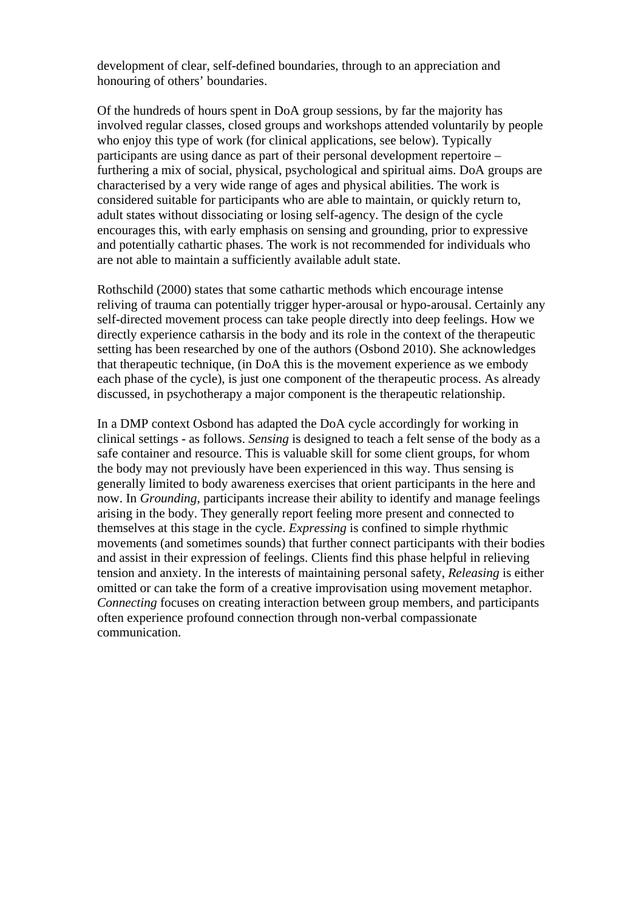development of clear, self-defined boundaries, through to an appreciation and honouring of others' boundaries.

Of the hundreds of hours spent in DoA group sessions, by far the majority has involved regular classes, closed groups and workshops attended voluntarily by people who enjoy this type of work (for clinical applications, see below). Typically participants are using dance as part of their personal development repertoire – furthering a mix of social, physical, psychological and spiritual aims. DoA groups are characterised by a very wide range of ages and physical abilities. The work is considered suitable for participants who are able to maintain, or quickly return to, adult states without dissociating or losing self-agency. The design of the cycle encourages this, with early emphasis on sensing and grounding, prior to expressive and potentially cathartic phases. The work is not recommended for individuals who are not able to maintain a sufficiently available adult state.

Rothschild (2000) states that some cathartic methods which encourage intense reliving of trauma can potentially trigger hyper-arousal or hypo-arousal. Certainly any self-directed movement process can take people directly into deep feelings. How we directly experience catharsis in the body and its role in the context of the therapeutic setting has been researched by one of the authors (Osbond 2010). She acknowledges that therapeutic technique, (in DoA this is the movement experience as we embody each phase of the cycle), is just one component of the therapeutic process. As already discussed, in psychotherapy a major component is the therapeutic relationship.

In a DMP context Osbond has adapted the DoA cycle accordingly for working in clinical settings - as follows. *Sensing* is designed to teach a felt sense of the body as a safe container and resource. This is valuable skill for some client groups, for whom the body may not previously have been experienced in this way. Thus sensing is generally limited to body awareness exercises that orient participants in the here and now. In *Grounding*, participants increase their ability to identify and manage feelings arising in the body. They generally report feeling more present and connected to themselves at this stage in the cycle. *Expressing* is confined to simple rhythmic movements (and sometimes sounds) that further connect participants with their bodies and assist in their expression of feelings. Clients find this phase helpful in relieving tension and anxiety. In the interests of maintaining personal safety, *Releasing* is either omitted or can take the form of a creative improvisation using movement metaphor. *Connecting* focuses on creating interaction between group members, and participants often experience profound connection through non-verbal compassionate communication.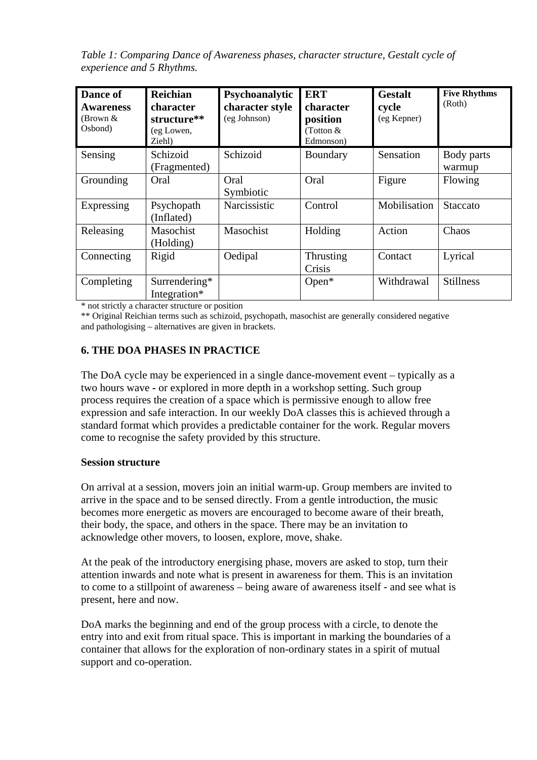*Table 1: Comparing Dance of Awareness phases, character structure, Gestalt cycle of experience and 5 Rhythms.*

| **Dance of Awareness** (Brown & Osbond) | **Reichian character structure**** (eg Lowen, Ziehl) | **Psychoanalytic character style** (eg Johnson) | **ERT character position** (Totton & Edmonson) | **Gestalt cycle** (eg Kepner) | **Five Rhythms** (Roth) |
|---|---|---|---|---|---|
| Sensing | Schizoid (Fragmented) | Schizoid | Boundary | Sensation | Body parts warmup |
| Grounding | Oral | Oral Symbiotic | Oral | Figure | Flowing |
| Expressing | Psychopath (Inflated) | Narcissistic | Control | Mobilisation | Staccato |
| Releasing | Masochist (Holding) | Masochist | Holding | Action | Chaos |
| Connecting | Rigid | Oedipal | Thrusting Crisis | Contact | Lyrical |
| Completing | Surrendering* Integration* | | Open* | Withdrawal | Stillness |

\* not strictly a character structure or position

** Original Reichian terms such as schizoid, psychopath, masochist are generally considered negative and pathologising – alternatives are given in brackets.

## 6. THE DOA PHASES IN PRACTICE

The DoA cycle may be experienced in a single dance-movement event – typically as a two hours wave - or explored in more depth in a workshop setting. Such group process requires the creation of a space which is permissive enough to allow free expression and safe interaction. In our weekly DoA classes this is achieved through a standard format which provides a predictable container for the work. Regular movers come to recognise the safety provided by this structure.

### Session structure

On arrival at a session, movers join an initial warm-up. Group members are invited to arrive in the space and to be sensed directly. From a gentle introduction, the music becomes more energetic as movers are encouraged to become aware of their breath, their body, the space, and others in the space. There may be an invitation to acknowledge other movers, to loosen, explore, move, shake.

At the peak of the introductory energising phase, movers are asked to stop, turn their attention inwards and note what is present in awareness for them. This is an invitation to come to a stillpoint of awareness – being aware of awareness itself - and see what is present, here and now.

DoA marks the beginning and end of the group process with a circle, to denote the entry into and exit from ritual space. This is important in marking the boundaries of a container that allows for the exploration of non-ordinary states in a spirit of mutual support and co-operation.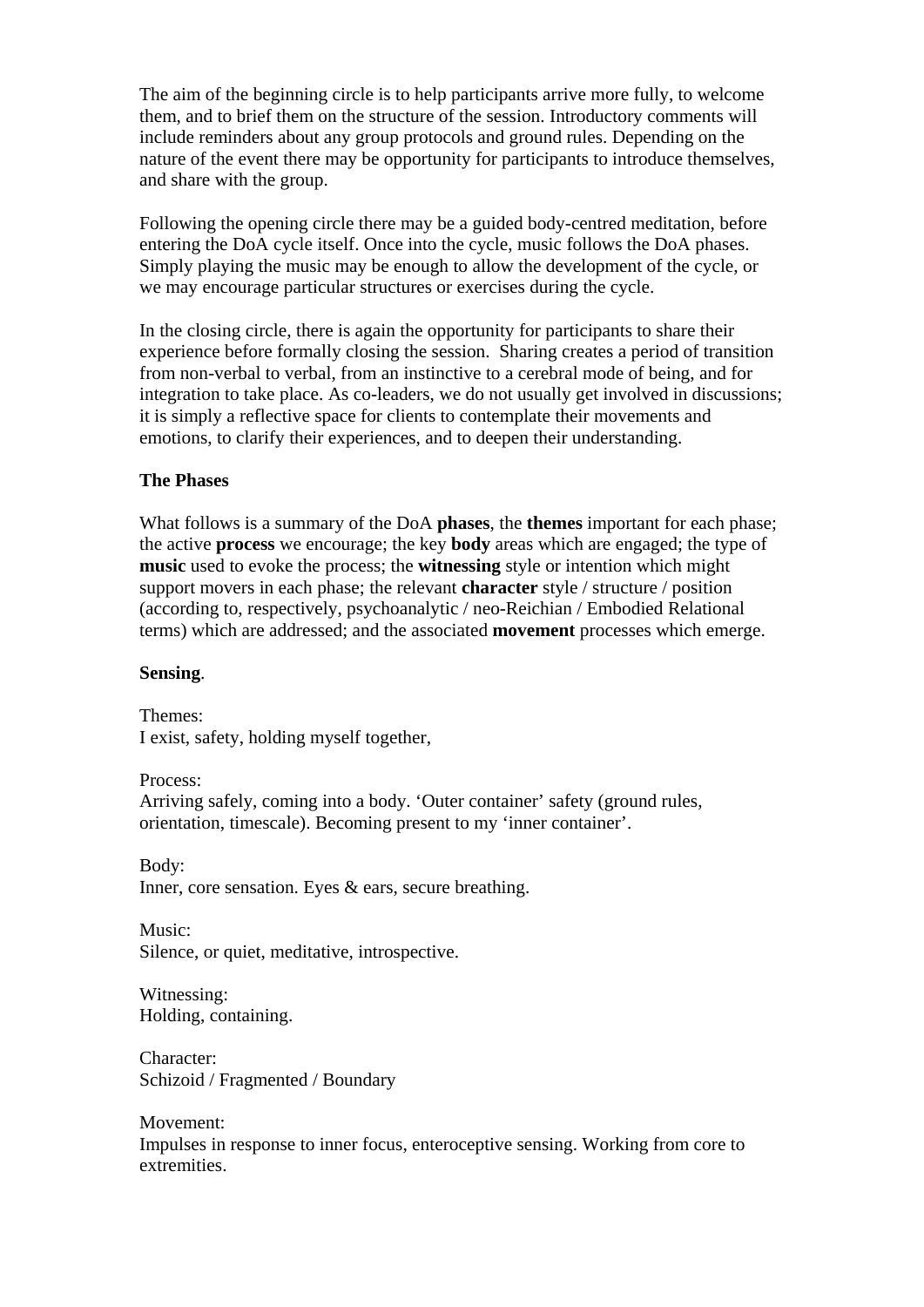The aim of the beginning circle is to help participants arrive more fully, to welcome them, and to brief them on the structure of the session. Introductory comments will include reminders about any group protocols and ground rules. Depending on the nature of the event there may be opportunity for participants to introduce themselves, and share with the group.

Following the opening circle there may be a guided body-centred meditation, before entering the DoA cycle itself. Once into the cycle, music follows the DoA phases. Simply playing the music may be enough to allow the development of the cycle, or we may encourage particular structures or exercises during the cycle.

In the closing circle, there is again the opportunity for participants to share their experience before formally closing the session. Sharing creates a period of transition from non-verbal to verbal, from an instinctive to a cerebral mode of being, and for integration to take place. As co-leaders, we do not usually get involved in discussions; it is simply a reflective space for clients to contemplate their movements and emotions, to clarify their experiences, and to deepen their understanding.

**The Phases**

What follows is a summary of the DoA **phases**, the **themes** important for each phase; the active **process** we encourage; the key **body** areas which are engaged; the type of **music** used to evoke the process; the **witnessing** style or intention which might support movers in each phase; the relevant **character** style / structure / position (according to, respectively, psychoanalytic / neo-Reichian / Embodied Relational terms) which are addressed; and the associated **movement** processes which emerge.

**Sensing**.

Themes:
I exist, safety, holding myself together,

Process:
Arriving safely, coming into a body. 'Outer container' safety (ground rules, orientation, timescale). Becoming present to my 'inner container'.

Body:
Inner, core sensation. Eyes & ears, secure breathing.

Music:
Silence, or quiet, meditative, introspective.

Witnessing:
Holding, containing.

Character:
Schizoid / Fragmented / Boundary

Movement:
Impulses in response to inner focus, enteroceptive sensing. Working from core to extremities.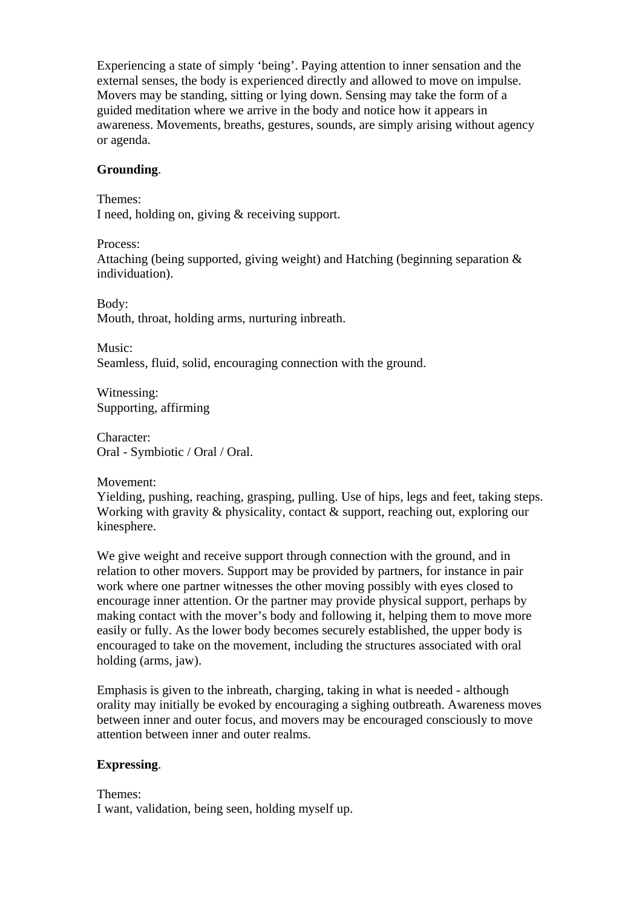Experiencing a state of simply 'being'. Paying attention to inner sensation and the external senses, the body is experienced directly and allowed to move on impulse. Movers may be standing, sitting or lying down. Sensing may take the form of a guided meditation where we arrive in the body and notice how it appears in awareness. Movements, breaths, gestures, sounds, are simply arising without agency or agenda.

**Grounding**.

Themes:
I need, holding on, giving & receiving support.

Process:
Attaching (being supported, giving weight) and Hatching (beginning separation & individuation).

Body:
Mouth, throat, holding arms, nurturing inbreath.

Music:
Seamless, fluid, solid, encouraging connection with the ground.

Witnessing:
Supporting, affirming

Character:
Oral - Symbiotic / Oral / Oral.

Movement:
Yielding, pushing, reaching, grasping, pulling. Use of hips, legs and feet, taking steps. Working with gravity & physicality, contact & support, reaching out, exploring our kinesphere.

We give weight and receive support through connection with the ground, and in relation to other movers. Support may be provided by partners, for instance in pair work where one partner witnesses the other moving possibly with eyes closed to encourage inner attention. Or the partner may provide physical support, perhaps by making contact with the mover's body and following it, helping them to move more easily or fully. As the lower body becomes securely established, the upper body is encouraged to take on the movement, including the structures associated with oral holding (arms, jaw).

Emphasis is given to the inbreath, charging, taking in what is needed - although orality may initially be evoked by encouraging a sighing outbreath. Awareness moves between inner and outer focus, and movers may be encouraged consciously to move attention between inner and outer realms.

**Expressing**.

Themes:
I want, validation, being seen, holding myself up.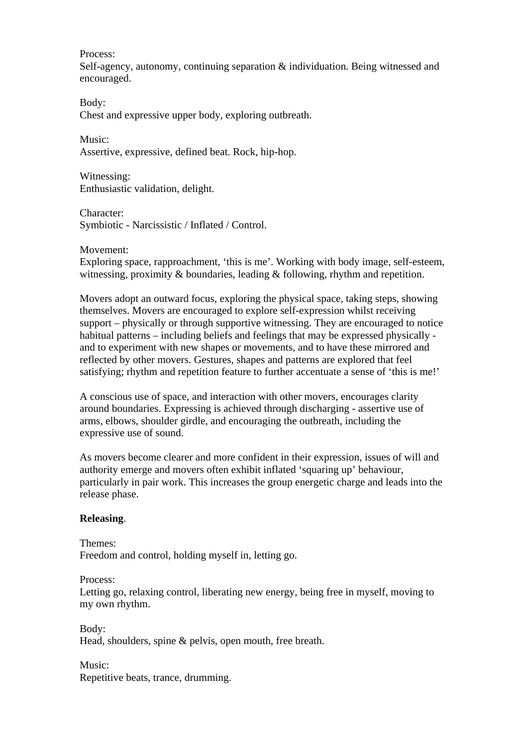Process:
Self-agency, autonomy, continuing separation & individuation. Being witnessed and encouraged.

Body:
Chest and expressive upper body, exploring outbreath.

Music:
Assertive, expressive, defined beat. Rock, hip-hop.

Witnessing:
Enthusiastic validation, delight.

Character:
Symbiotic - Narcissistic / Inflated / Control.

Movement:
Exploring space, rapproachment, 'this is me'. Working with body image, self-esteem, witnessing, proximity & boundaries, leading & following, rhythm and repetition.

Movers adopt an outward focus, exploring the physical space, taking steps, showing themselves. Movers are encouraged to explore self-expression whilst receiving support – physically or through supportive witnessing. They are encouraged to notice habitual patterns – including beliefs and feelings that may be expressed physically - and to experiment with new shapes or movements, and to have these mirrored and reflected by other movers. Gestures, shapes and patterns are explored that feel satisfying; rhythm and repetition feature to further accentuate a sense of 'this is me!'

A conscious use of space, and interaction with other movers, encourages clarity around boundaries. Expressing is achieved through discharging - assertive use of arms, elbows, shoulder girdle, and encouraging the outbreath, including the expressive use of sound.

As movers become clearer and more confident in their expression, issues of will and authority emerge and movers often exhibit inflated 'squaring up' behaviour, particularly in pair work. This increases the group energetic charge and leads into the release phase.

**Releasing**.

Themes:
Freedom and control, holding myself in, letting go.

Process:
Letting go, relaxing control, liberating new energy, being free in myself, moving to my own rhythm.

Body:
Head, shoulders, spine & pelvis, open mouth, free breath.

Music:
Repetitive beats, trance, drumming.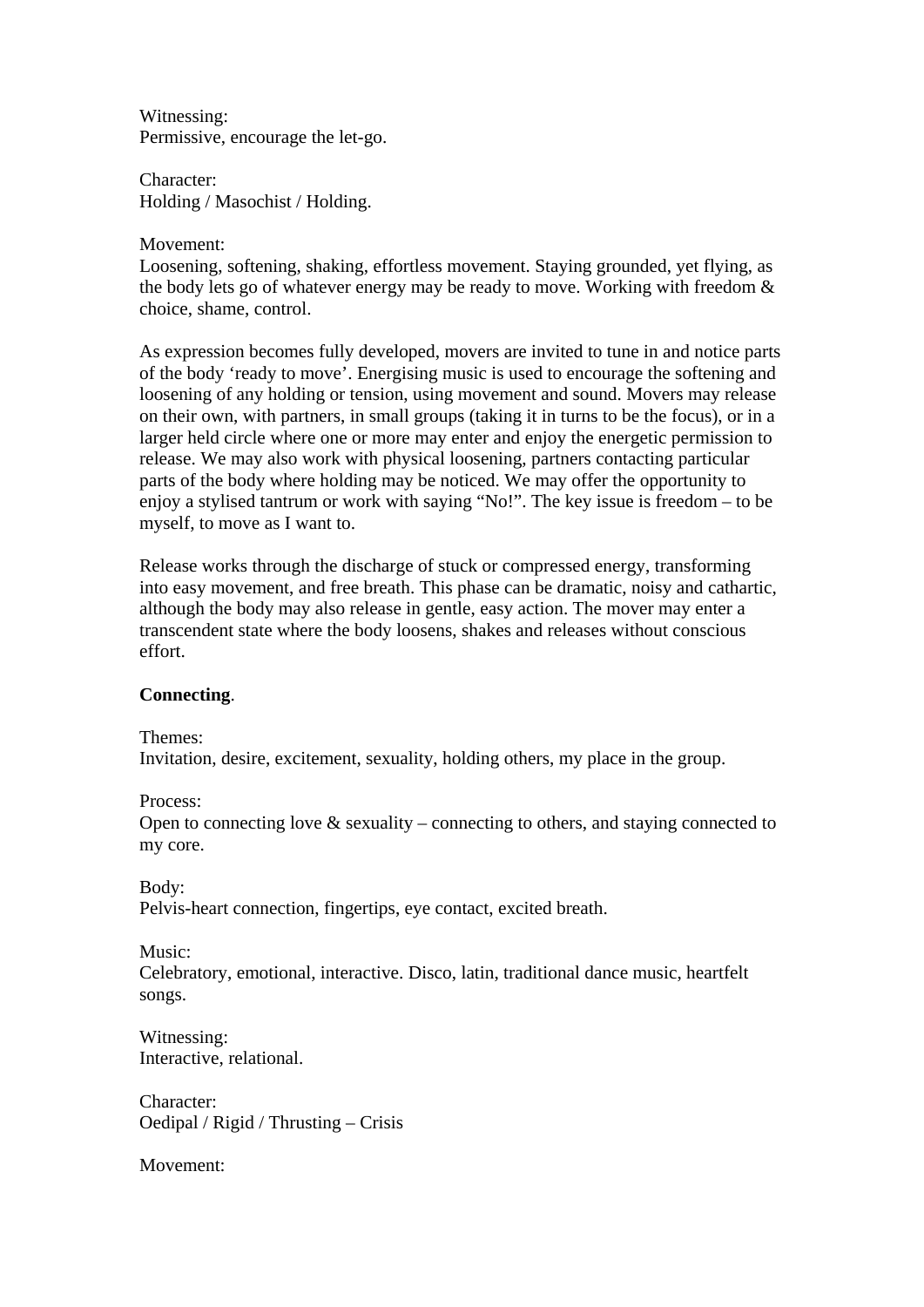Witnessing:
Permissive, encourage the let-go.

Character:
Holding / Masochist / Holding.

Movement:
Loosening, softening, shaking, effortless movement. Staying grounded, yet flying, as the body lets go of whatever energy may be ready to move. Working with freedom & choice, shame, control.

As expression becomes fully developed, movers are invited to tune in and notice parts of the body 'ready to move'. Energising music is used to encourage the softening and loosening of any holding or tension, using movement and sound. Movers may release on their own, with partners, in small groups (taking it in turns to be the focus), or in a larger held circle where one or more may enter and enjoy the energetic permission to release. We may also work with physical loosening, partners contacting particular parts of the body where holding may be noticed. We may offer the opportunity to enjoy a stylised tantrum or work with saying "No!". The key issue is freedom – to be myself, to move as I want to.

Release works through the discharge of stuck or compressed energy, transforming into easy movement, and free breath. This phase can be dramatic, noisy and cathartic, although the body may also release in gentle, easy action. The mover may enter a transcendent state where the body loosens, shakes and releases without conscious effort.

**Connecting**.

Themes:
Invitation, desire, excitement, sexuality, holding others, my place in the group.

Process:
Open to connecting love & sexuality – connecting to others, and staying connected to my core.

Body:
Pelvis-heart connection, fingertips, eye contact, excited breath.

Music:
Celebratory, emotional, interactive. Disco, latin, traditional dance music, heartfelt songs.

Witnessing:
Interactive, relational.

Character:
Oedipal / Rigid / Thrusting – Crisis

Movement: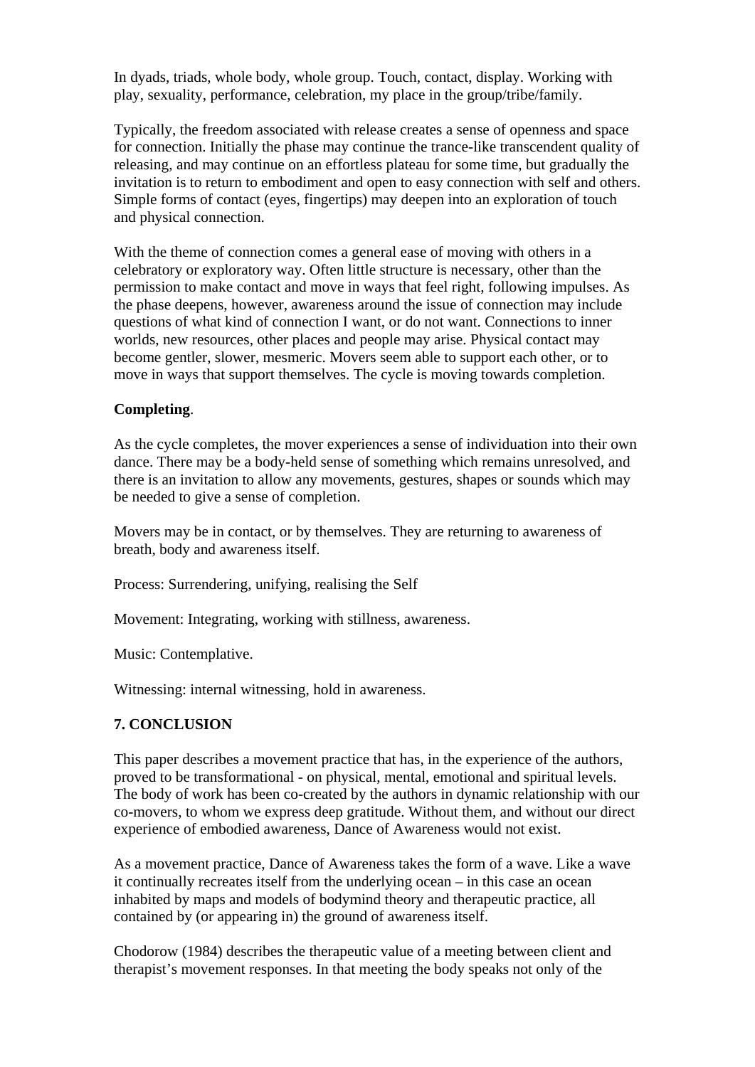In dyads, triads, whole body, whole group. Touch, contact, display. Working with play, sexuality, performance, celebration, my place in the group/tribe/family.

Typically, the freedom associated with release creates a sense of openness and space for connection. Initially the phase may continue the trance-like transcendent quality of releasing, and may continue on an effortless plateau for some time, but gradually the invitation is to return to embodiment and open to easy connection with self and others. Simple forms of contact (eyes, fingertips) may deepen into an exploration of touch and physical connection.

With the theme of connection comes a general ease of moving with others in a celebratory or exploratory way. Often little structure is necessary, other than the permission to make contact and move in ways that feel right, following impulses. As the phase deepens, however, awareness around the issue of connection may include questions of what kind of connection I want, or do not want. Connections to inner worlds, new resources, other places and people may arise. Physical contact may become gentler, slower, mesmeric. Movers seem able to support each other, or to move in ways that support themselves. The cycle is moving towards completion.

**Completing**.

As the cycle completes, the mover experiences a sense of individuation into their own dance. There may be a body-held sense of something which remains unresolved, and there is an invitation to allow any movements, gestures, shapes or sounds which may be needed to give a sense of completion.

Movers may be in contact, or by themselves. They are returning to awareness of breath, body and awareness itself.

Process: Surrendering, unifying, realising the Self

Movement: Integrating, working with stillness, awareness.

Music: Contemplative.

Witnessing: internal witnessing, hold in awareness.

**7. CONCLUSION**

This paper describes a movement practice that has, in the experience of the authors, proved to be transformational - on physical, mental, emotional and spiritual levels. The body of work has been co-created by the authors in dynamic relationship with our co-movers, to whom we express deep gratitude. Without them, and without our direct experience of embodied awareness, Dance of Awareness would not exist.

As a movement practice, Dance of Awareness takes the form of a wave. Like a wave it continually recreates itself from the underlying ocean – in this case an ocean inhabited by maps and models of bodymind theory and therapeutic practice, all contained by (or appearing in) the ground of awareness itself.

Chodorow (1984) describes the therapeutic value of a meeting between client and therapist's movement responses. In that meeting the body speaks not only of the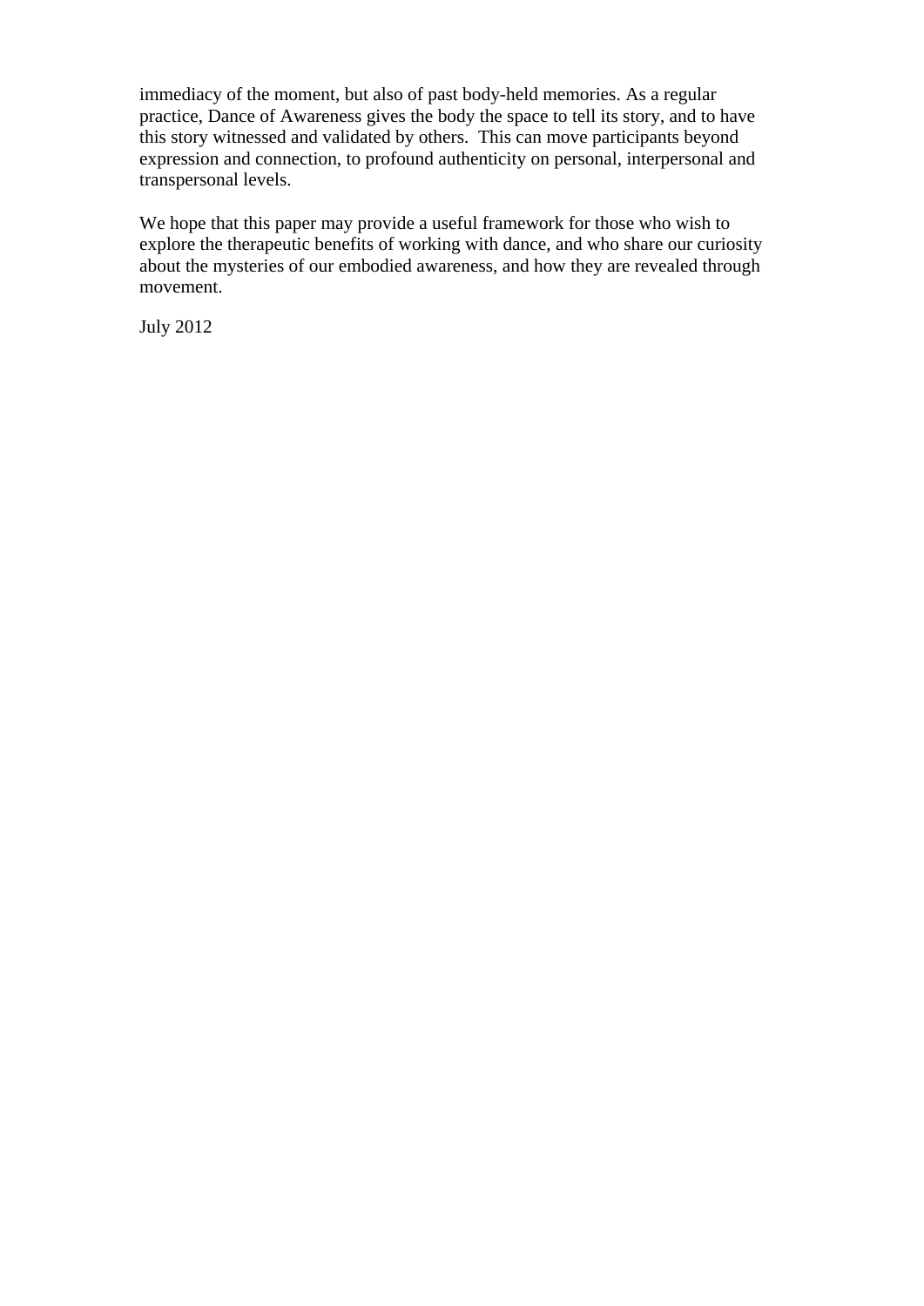immediacy of the moment, but also of past body-held memories. As a regular practice, Dance of Awareness gives the body the space to tell its story, and to have this story witnessed and validated by others. This can move participants beyond expression and connection, to profound authenticity on personal, interpersonal and transpersonal levels.

We hope that this paper may provide a useful framework for those who wish to explore the therapeutic benefits of working with dance, and who share our curiosity about the mysteries of our embodied awareness, and how they are revealed through movement.

July 2012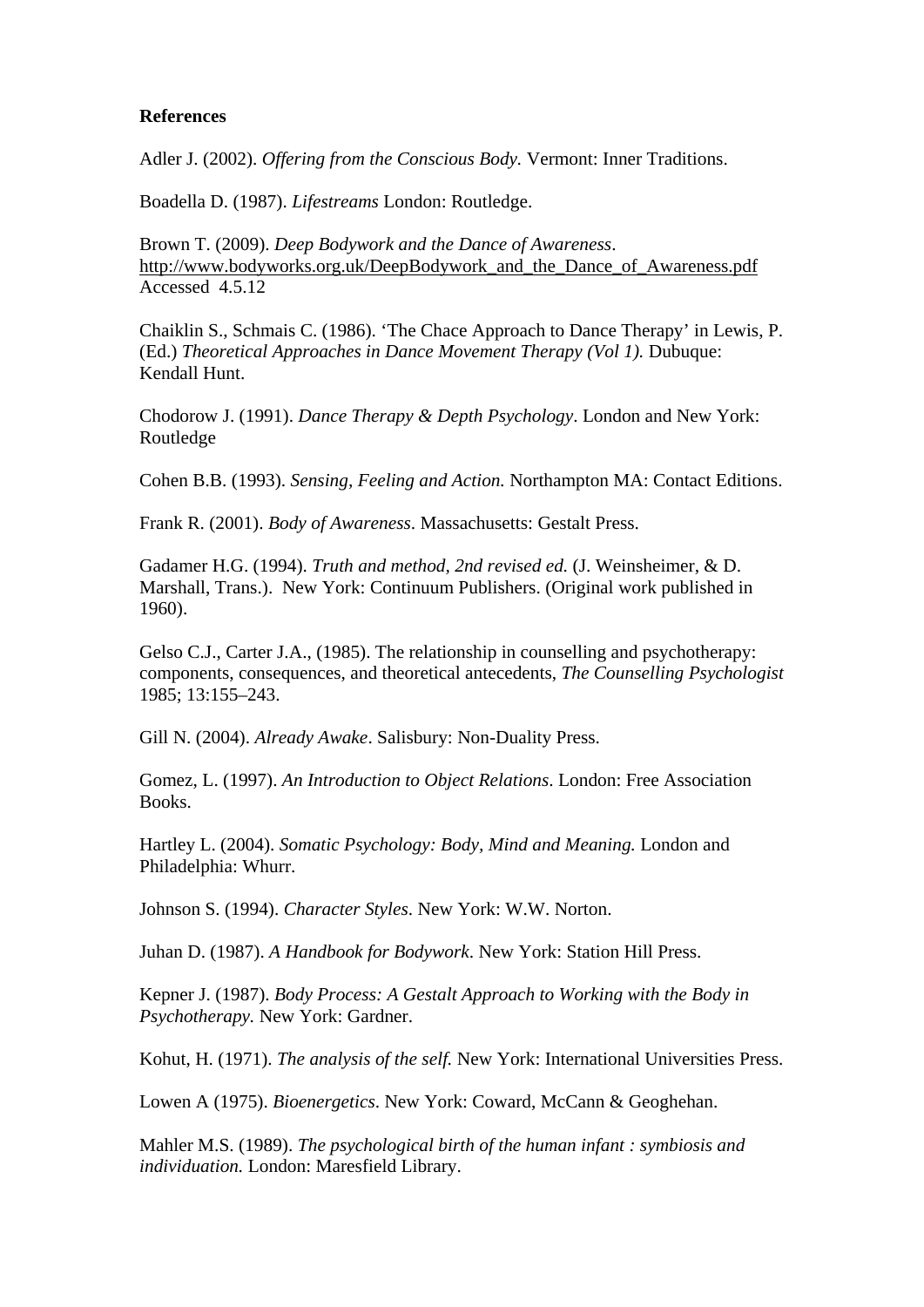**References**

Adler J. (2002). *Offering from the Conscious Body.* Vermont: Inner Traditions.

Boadella D. (1987). *Lifestreams* London: Routledge.

Brown T. (2009). *Deep Bodywork and the Dance of Awareness*. http://www.bodyworks.org.uk/DeepBodywork_and_the_Dance_of_Awareness.pdf Accessed 4.5.12

Chaiklin S., Schmais C. (1986). 'The Chace Approach to Dance Therapy' in Lewis, P. (Ed.) *Theoretical Approaches in Dance Movement Therapy (Vol 1).* Dubuque: Kendall Hunt.

Chodorow J. (1991). *Dance Therapy & Depth Psychology*. London and New York: Routledge

Cohen B.B. (1993). *Sensing, Feeling and Action.* Northampton MA: Contact Editions.

Frank R. (2001). *Body of Awareness*. Massachusetts: Gestalt Press.

Gadamer H.G. (1994). *Truth and method, 2nd revised ed.* (J. Weinsheimer, & D. Marshall, Trans.). New York: Continuum Publishers. (Original work published in 1960).

Gelso C.J., Carter J.A., (1985). The relationship in counselling and psychotherapy: components, consequences, and theoretical antecedents, *The Counselling Psychologist* 1985; 13:155–243.

Gill N. (2004). *Already Awake*. Salisbury: Non-Duality Press.

Gomez, L. (1997). *An Introduction to Object Relations*. London: Free Association Books.

Hartley L. (2004). *Somatic Psychology: Body, Mind and Meaning.* London and Philadelphia: Whurr.

Johnson S. (1994). *Character Styles*. New York: W.W. Norton.

Juhan D. (1987). *A Handbook for Bodywork*. New York: Station Hill Press.

Kepner J. (1987). *Body Process: A Gestalt Approach to Working with the Body in Psychotherapy.* New York: Gardner.

Kohut, H. (1971). *The analysis of the self.* New York: International Universities Press.

Lowen A (1975). *Bioenergetics*. New York: Coward, McCann & Geoghehan.

Mahler M.S. (1989). *The psychological birth of the human infant : symbiosis and individuation.* London: Maresfield Library.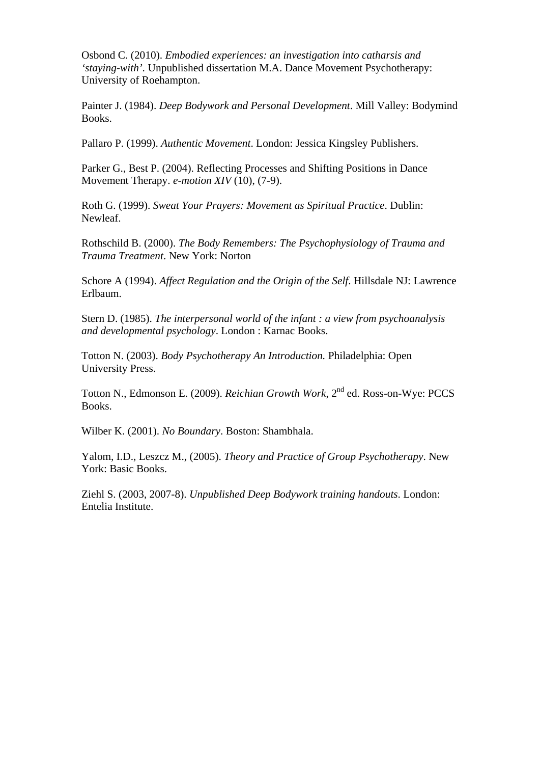Osbond C. (2010). *Embodied experiences: an investigation into catharsis and 'staying-with'*. Unpublished dissertation M.A. Dance Movement Psychotherapy: University of Roehampton.

Painter J. (1984). *Deep Bodywork and Personal Development*. Mill Valley: Bodymind Books.

Pallaro P. (1999). *Authentic Movement*. London: Jessica Kingsley Publishers.

Parker G., Best P. (2004). Reflecting Processes and Shifting Positions in Dance Movement Therapy. *e-motion XIV* (10), (7-9).

Roth G. (1999). *Sweat Your Prayers: Movement as Spiritual Practice*. Dublin: Newleaf.

Rothschild B. (2000). *The Body Remembers: The Psychophysiology of Trauma and Trauma Treatment*. New York: Norton

Schore A (1994). *Affect Regulation and the Origin of the Self*. Hillsdale NJ: Lawrence Erlbaum.

Stern D. (1985). *The interpersonal world of the infant : a view from psychoanalysis and developmental psychology*. London : Karnac Books.

Totton N. (2003). *Body Psychotherapy An Introduction.* Philadelphia: Open University Press.

Totton N., Edmonson E. (2009). *Reichian Growth Work*, 2nd ed. Ross-on-Wye: PCCS Books.

Wilber K. (2001). *No Boundary*. Boston: Shambhala.

Yalom, I.D., Leszcz M., (2005). *Theory and Practice of Group Psychotherapy*. New York: Basic Books.

Ziehl S. (2003, 2007-8). *Unpublished Deep Bodywork training handouts*. London: Entelia Institute.